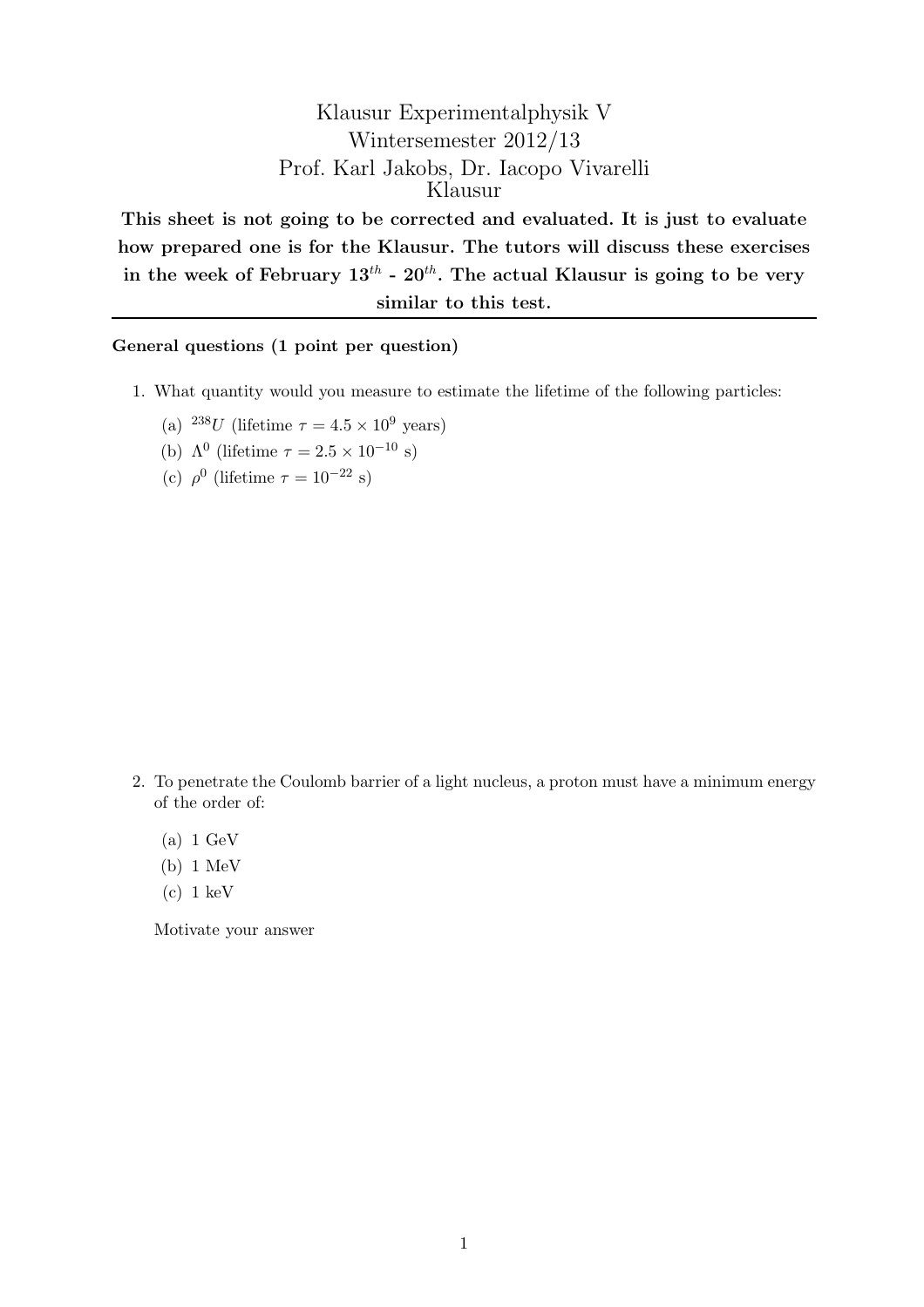# Klausur Experimentalphysik V
## Wintersemester 2012/13
### Prof. Karl Jakobs, Dr. Iacopo Vivarelli
### Klausur

**This sheet is not going to be corrected and evaluated. It is just to evaluate how prepared one is for the Klausur. The tutors will discuss these exercises in the week of February $13^{th}$ - $20^{th}$. The actual Klausur is going to be very similar to this test.**

---

**General questions (1 point per question)**

1. What quantity would you measure to estimate the lifetime of the following particles:
   (a) $^{238}U$ (lifetime $\tau = 4.5 \times 10^9$ years)
   (b) $\Lambda^0$ (lifetime $\tau = 2.5 \times 10^{-10}$ s)
   (c) $\rho^0$ (lifetime $\tau = 10^{-22}$ s)

2. To penetrate the Coulomb barrier of a light nucleus, a proton must have a minimum energy of the order of:
   (a) 1 GeV
   (b) 1 MeV
   (c) 1 keV

   Motivate your answer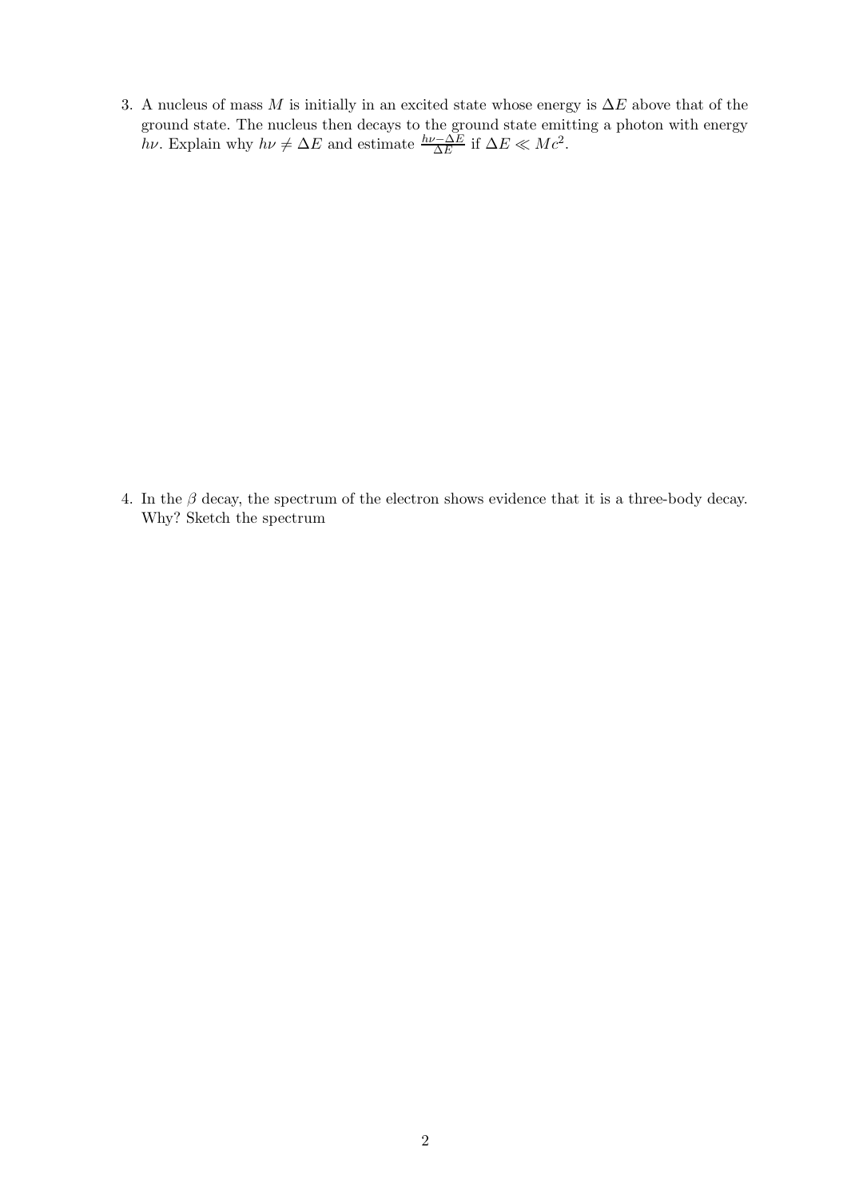3. A nucleus of mass $M$ is initially in an excited state whose energy is $\Delta E$ above that of the ground state. The nucleus then decays to the ground state emitting a photon with energy $h\nu$. Explain why $h\nu \neq \Delta E$ and estimate $\frac{h\nu - \Delta E}{\Delta E}$ if $\Delta E \ll Mc^2$.

4. In the $\beta$ decay, the spectrum of the electron shows evidence that it is a three-body decay. Why? Sketch the spectrum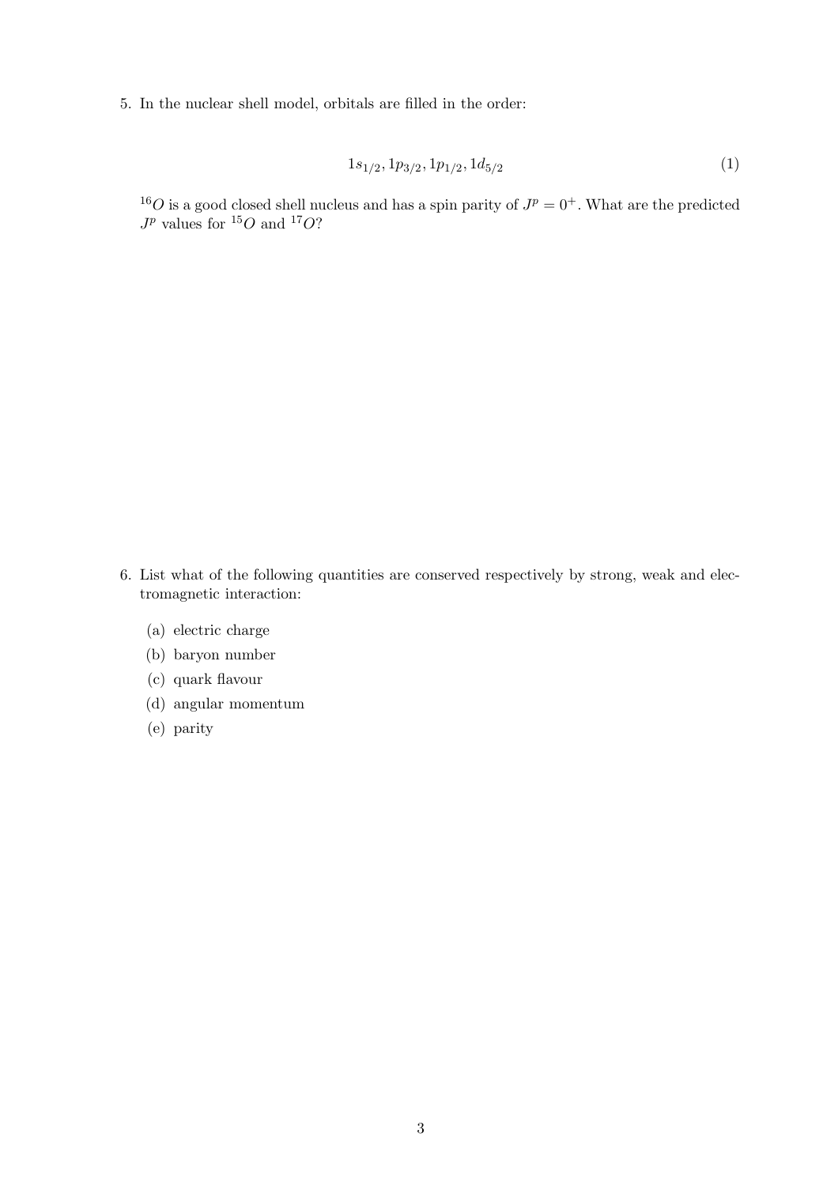5. In the nuclear shell model, orbitals are filled in the order:

$$1s_{1/2}, 1p_{3/2}, 1p_{1/2}, 1d_{5/2} \tag{1}$$

$^{16}O$ is a good closed shell nucleus and has a spin parity of $J^p = 0^+$. What are the predicted $J^p$ values for $^{15}O$ and $^{17}O$?

6. List what of the following quantities are conserved respectively by strong, weak and electromagnetic interaction:

   (a) electric charge
   
   (b) baryon number
   
   (c) quark flavour
   
   (d) angular momentum
   
   (e) parity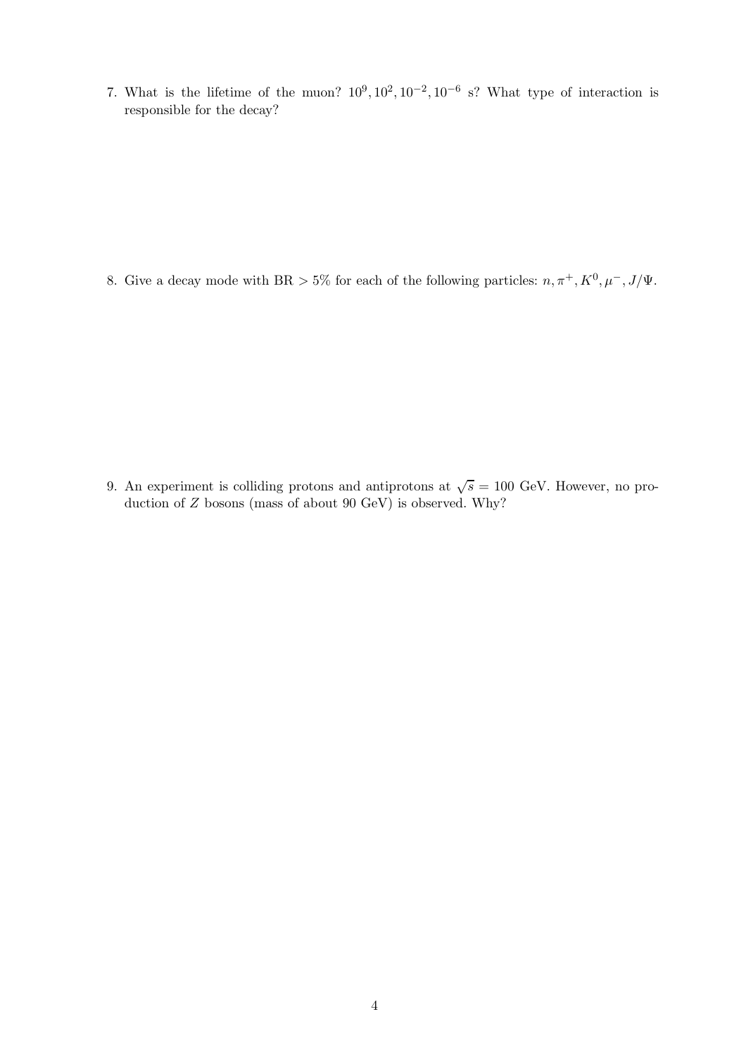7. What is the lifetime of the muon? $10^9, 10^2, 10^{-2}, 10^{-6}$ s? What type of interaction is responsible for the decay?

8. Give a decay mode with BR $> 5\%$ for each of the following particles: $n, \pi^+, K^0, \mu^-, J/\Psi$.

9. An experiment is colliding protons and antiprotons at $\sqrt{s} = 100$ GeV. However, no production of $Z$ bosons (mass of about 90 GeV) is observed. Why?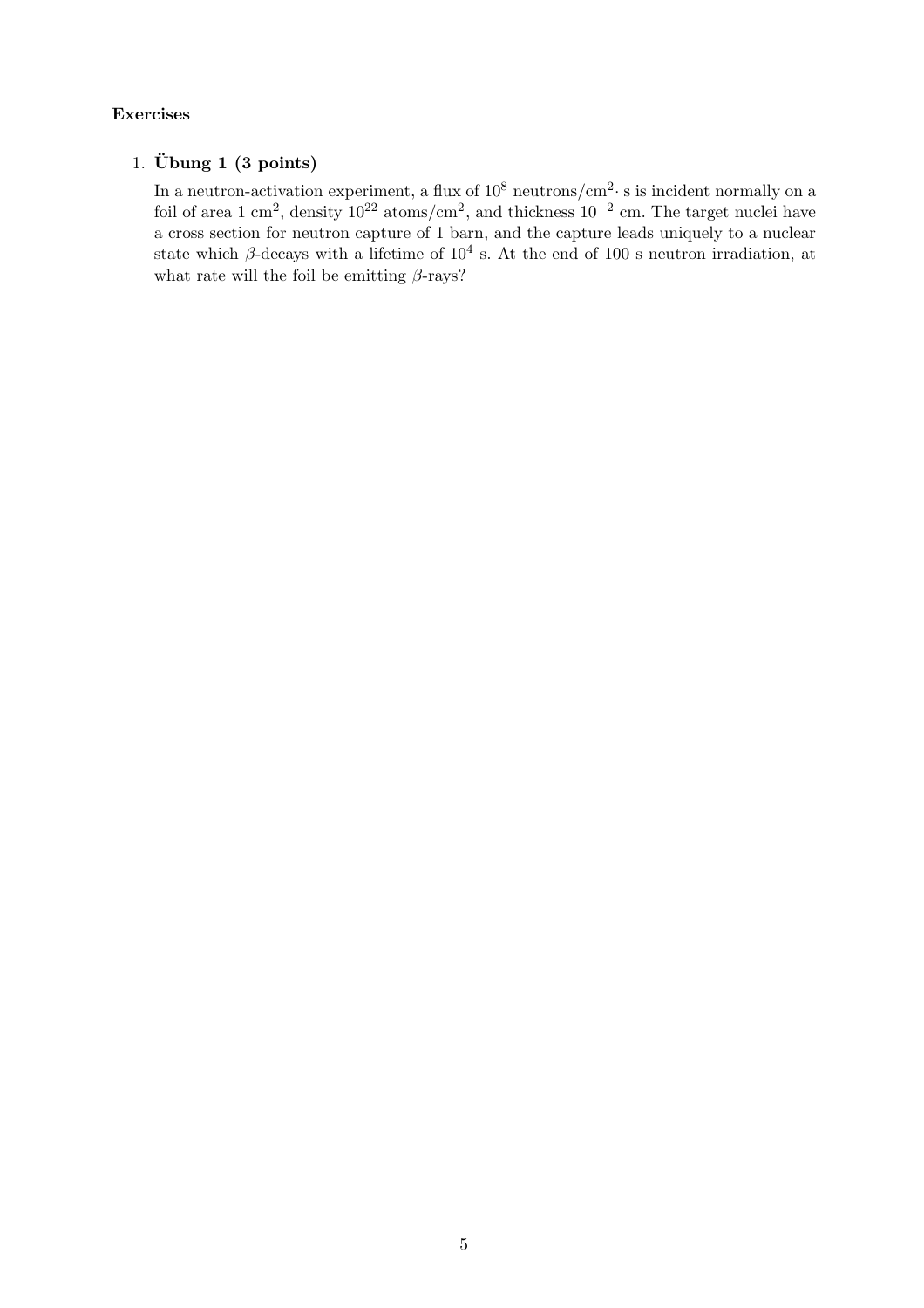**Exercises**

1. **Übung 1 (3 points)**

   In a neutron-activation experiment, a flux of $10^8$ neutrons/cm$^2 \cdot$ s is incident normally on a foil of area 1 cm$^2$, density $10^{22}$ atoms/cm$^2$, and thickness $10^{-2}$ cm. The target nuclei have a cross section for neutron capture of 1 barn, and the capture leads uniquely to a nuclear state which $\beta$-decays with a lifetime of $10^4$ s. At the end of 100 s neutron irradiation, at what rate will the foil be emitting $\beta$-rays?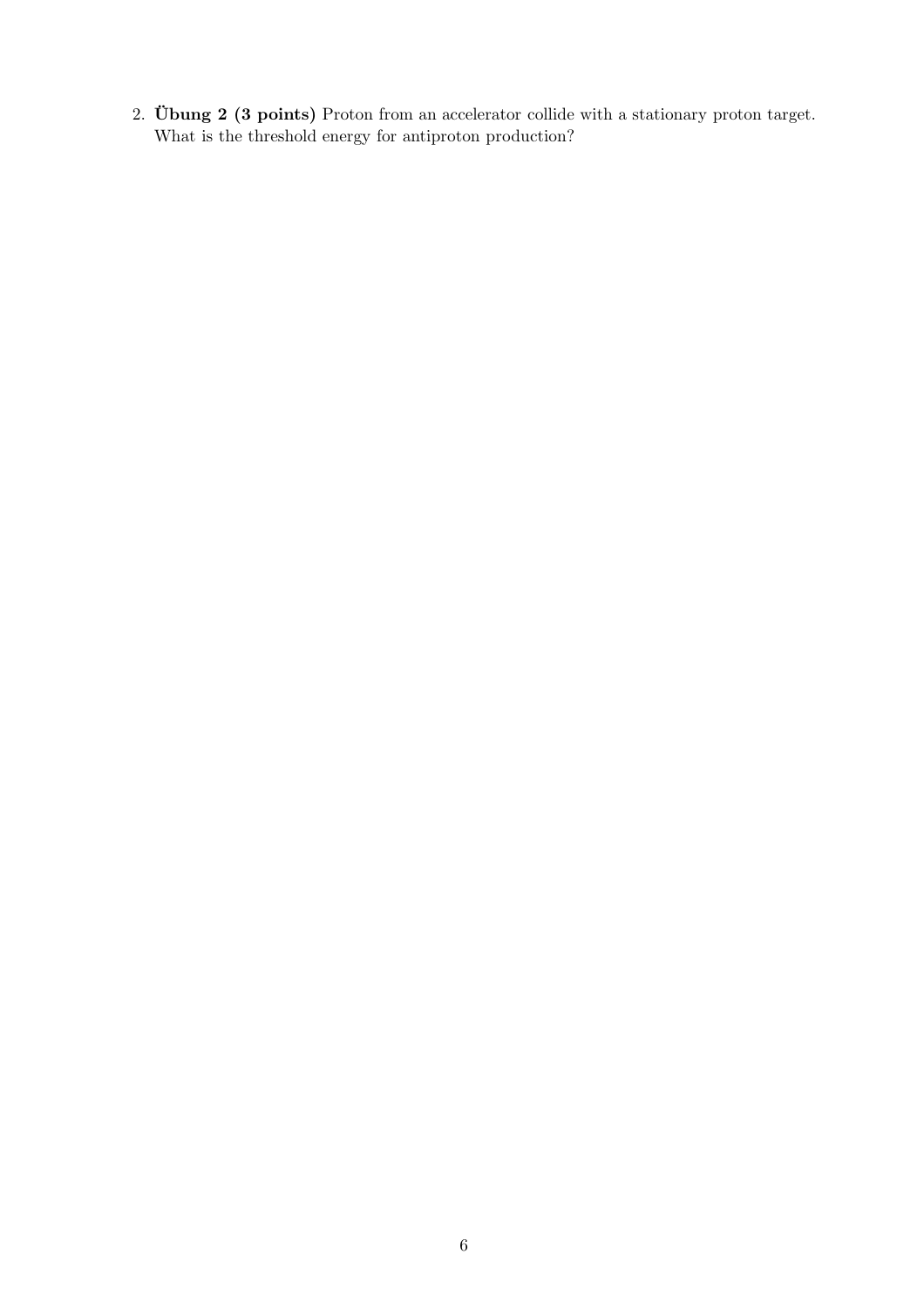2. **Übung 2 (3 points)** Proton from an accelerator collide with a stationary proton target. What is the threshold energy for antiproton production?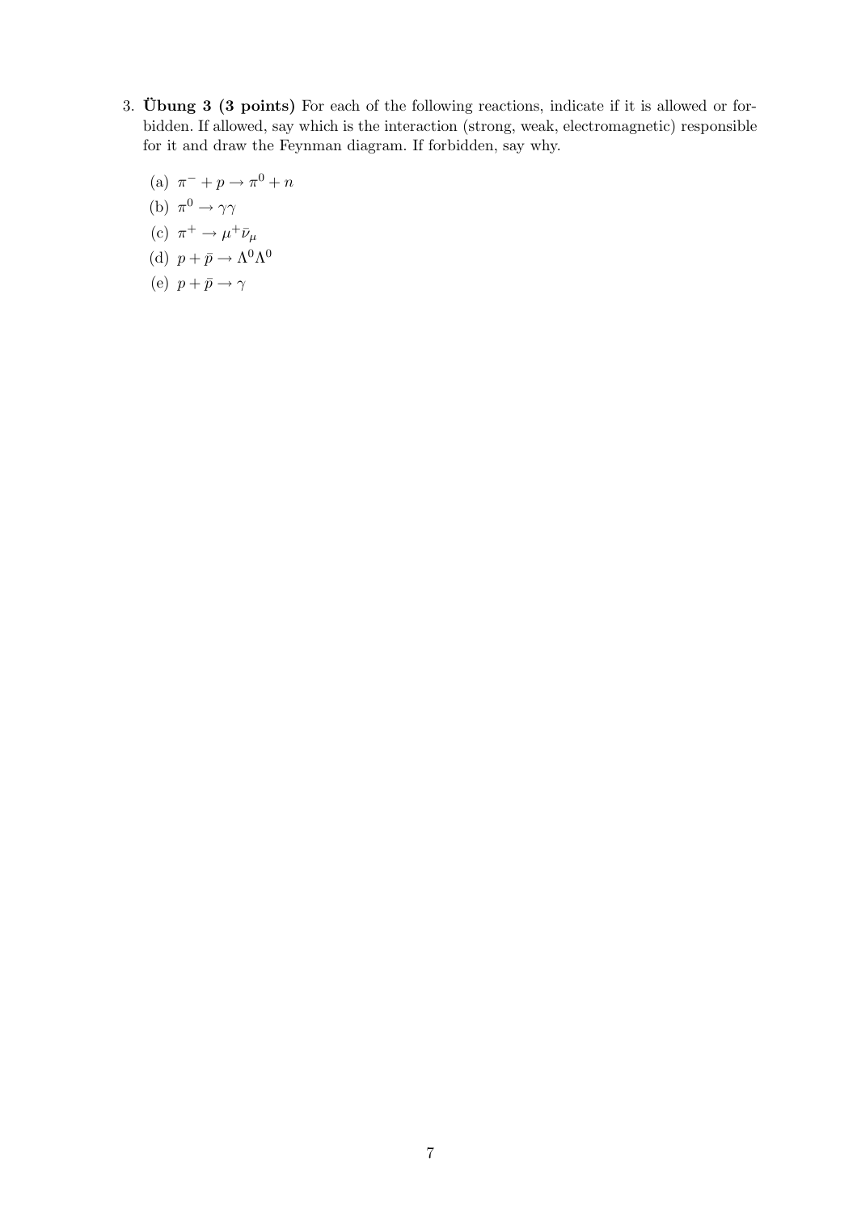3. **Übung 3 (3 points)** For each of the following reactions, indicate if it is allowed or forbidden. If allowed, say which is the interaction (strong, weak, electromagnetic) responsible for it and draw the Feynman diagram. If forbidden, say why.

   (a) $\pi^- + p \rightarrow \pi^0 + n$

   (b) $\pi^0 \rightarrow \gamma\gamma$

   (c) $\pi^+ \rightarrow \mu^+ \bar{\nu}_\mu$

   (d) $p + \bar{p} \rightarrow \Lambda^0 \Lambda^0$

   (e) $p + \bar{p} \rightarrow \gamma$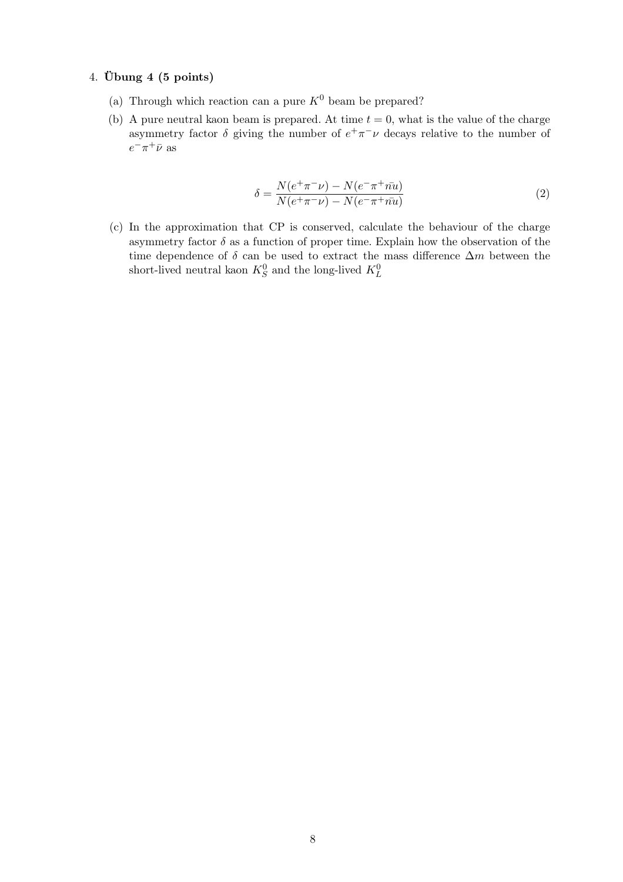4. **Übung 4 (5 points)**

   (a) Through which reaction can a pure $K^0$ beam be prepared?

   (b) A pure neutral kaon beam is prepared. At time $t = 0$, what is the value of the charge asymmetry factor $\delta$ giving the number of $e^+\pi^-\nu$ decays relative to the number of $e^-\pi^+\bar{\nu}$ as

$$\delta = \frac{N(e^+\pi^-\nu) - N(e^-\pi^+ n\bar{u})}{N(e^+\pi^-\nu) - N(e^-\pi^+ n\bar{u})} \tag{2}$$

   (c) In the approximation that CP is conserved, calculate the behaviour of the charge asymmetry factor $\delta$ as a function of proper time. Explain how the observation of the time dependence of $\delta$ can be used to extract the mass difference $\Delta m$ between the short-lived neutral kaon $K^0_S$ and the long-lived $K^0_L$